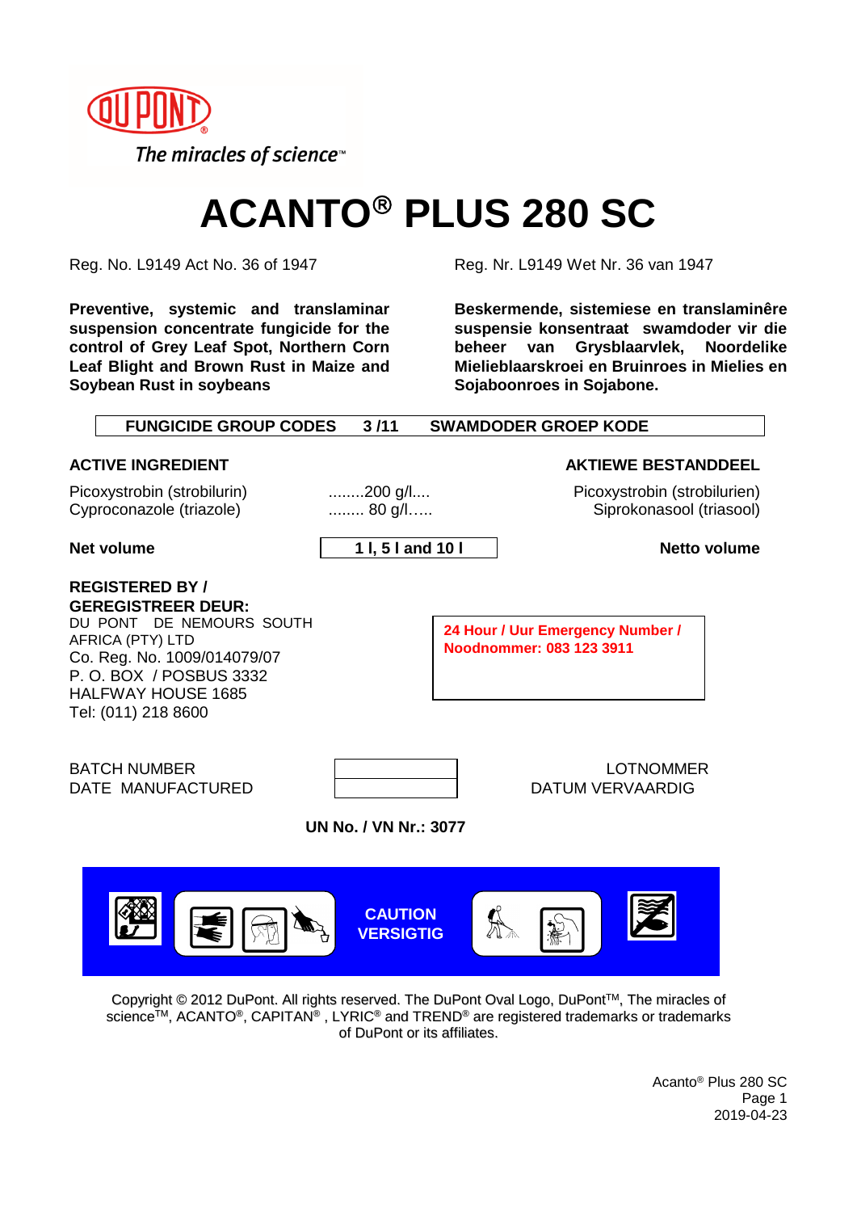DUPONT

*The miracles of science™*

# ACANTO® PLUS 280 SC

Reg. No. L9149 Act No. 36 of 1947

Reg. Nr. L9149 Wet Nr. 36 van 1947

**Preventive, systemic and translaminar suspension concentrate fungicide for the control of Grey Leaf Spot, Northern Corn Leaf Blight and Brown Rust in Maize and Soybean Rust in soybeans**

**Beskermende, sistemiese en translaminêre suspensie konsentraat swamdoder vir die beheer van Grysblaarvlek, Noordelike Mielieblaarskroei en Bruinroes in Mielies en Sojaboonroes in Sojabone.**

| **FUNGICIDE GROUP CODES** | **3 /11** | **SWAMDODER GROEP KODE** |
|---|---|---|

| **ACTIVE INGREDIENT** | | **AKTIEWE BESTANDDEEL** |
|---|---|---|
| Picoxystrobin (strobilurin) | ........200 g/l.... | Picoxystrobin (strobilurien) |
| Cyproconazole (triazole) | ........ 80 g/l..... | Siprokonasool (triasool) |
| **Net volume** | **1 l, 5 l and 10 l** | **Netto volume** |

**REGISTERED BY / GEREGISTREER DEUR:**
DU PONT DE NEMOURS SOUTH AFRICA (PTY) LTD
Co. Reg. No. 1009/014079/07
P. O. BOX / POSBUS 3332
HALFWAY HOUSE 1685
Tel: (011) 218 8600

**24 Hour / Uur Emergency Number / Noodnommer: 083 123 3911**

| BATCH NUMBER | | LOTNOMMER |
|---|---|---|
| DATE MANUFACTURED | | DATUM VERVAARDIG |

**UN No. / VN Nr.: 3077**

**CAUTION**
**VERSIGTIG**

Copyright © 2012 DuPont. All rights reserved. The DuPont Oval Logo, DuPont™, The miracles of science™, ACANTO®, CAPITAN®, LYRIC® and TREND® are registered trademarks or trademarks of DuPont or its affiliates.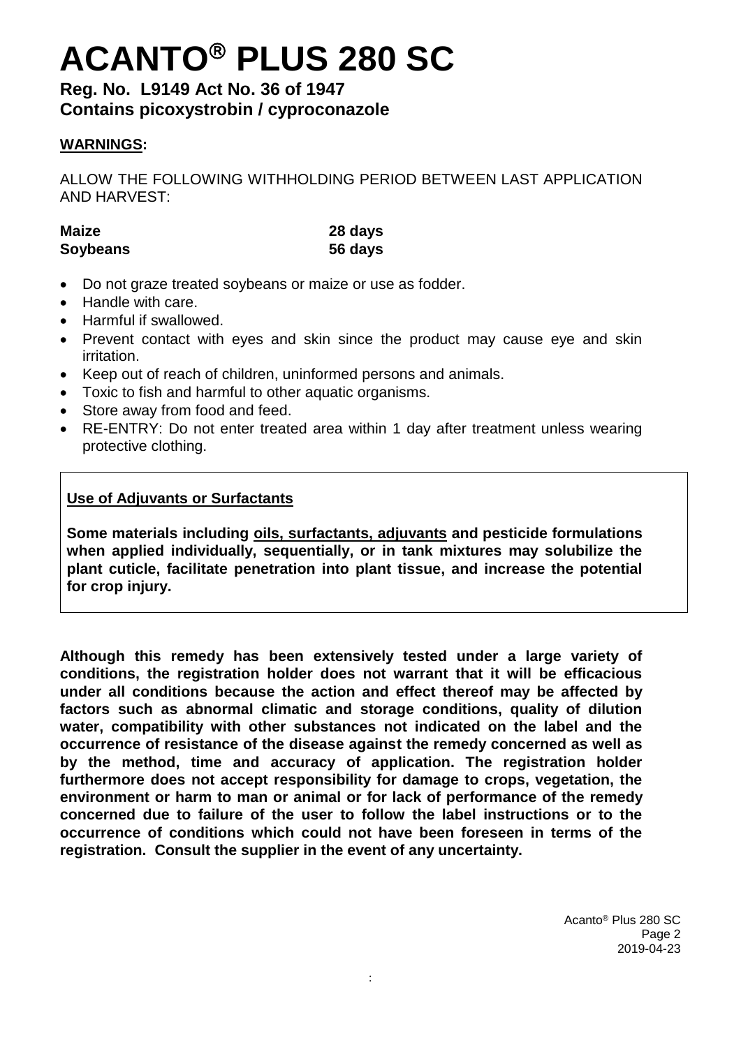# ACANTO® PLUS 280 SC

**Reg. No. L9149 Act No. 36 of 1947**
**Contains picoxystrobin / cyproconazole**

**WARNINGS:**

ALLOW THE FOLLOWING WITHHOLDING PERIOD BETWEEN LAST APPLICATION AND HARVEST:

| | |
|---|---|
| **Maize** | **28 days** |
| **Soybeans** | **56 days** |

- Do not graze treated soybeans or maize or use as fodder.
- Handle with care.
- Harmful if swallowed.
- Prevent contact with eyes and skin since the product may cause eye and skin irritation.
- Keep out of reach of children, uninformed persons and animals.
- Toxic to fish and harmful to other aquatic organisms.
- Store away from food and feed.
- RE-ENTRY: Do not enter treated area within 1 day after treatment unless wearing protective clothing.

**Use of Adjuvants or Surfactants**

**Some materials including oils, surfactants, adjuvants and pesticide formulations when applied individually, sequentially, or in tank mixtures may solubilize the plant cuticle, facilitate penetration into plant tissue, and increase the potential for crop injury.**

**Although this remedy has been extensively tested under a large variety of conditions, the registration holder does not warrant that it will be efficacious under all conditions because the action and effect thereof may be affected by factors such as abnormal climatic and storage conditions, quality of dilution water, compatibility with other substances not indicated on the label and the occurrence of resistance of the disease against the remedy concerned as well as by the method, time and accuracy of application. The registration holder furthermore does not accept responsibility for damage to crops, vegetation, the environment or harm to man or animal or for lack of performance of the remedy concerned due to failure of the user to follow the label instructions or to the occurrence of conditions which could not have been foreseen in terms of the registration. Consult the supplier in the event of any uncertainty.**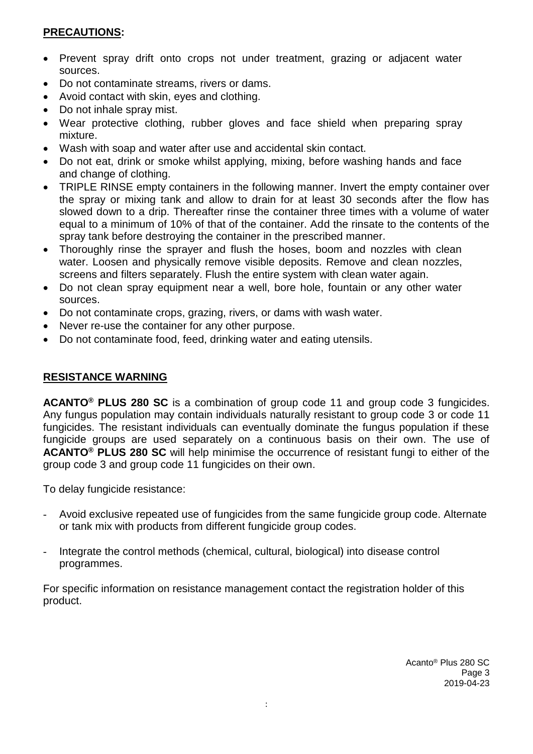**PRECAUTIONS:**

- Prevent spray drift onto crops not under treatment, grazing or adjacent water sources.
- Do not contaminate streams, rivers or dams.
- Avoid contact with skin, eyes and clothing.
- Do not inhale spray mist.
- Wear protective clothing, rubber gloves and face shield when preparing spray mixture.
- Wash with soap and water after use and accidental skin contact.
- Do not eat, drink or smoke whilst applying, mixing, before washing hands and face and change of clothing.
- TRIPLE RINSE empty containers in the following manner. Invert the empty container over the spray or mixing tank and allow to drain for at least 30 seconds after the flow has slowed down to a drip. Thereafter rinse the container three times with a volume of water equal to a minimum of 10% of that of the container. Add the rinsate to the contents of the spray tank before destroying the container in the prescribed manner.
- Thoroughly rinse the sprayer and flush the hoses, boom and nozzles with clean water. Loosen and physically remove visible deposits. Remove and clean nozzles, screens and filters separately. Flush the entire system with clean water again.
- Do not clean spray equipment near a well, bore hole, fountain or any other water sources.
- Do not contaminate crops, grazing, rivers, or dams with wash water.
- Never re-use the container for any other purpose.
- Do not contaminate food, feed, drinking water and eating utensils.

**RESISTANCE WARNING**

**ACANTO® PLUS 280 SC** is a combination of group code 11 and group code 3 fungicides. Any fungus population may contain individuals naturally resistant to group code 3 or code 11 fungicides. The resistant individuals can eventually dominate the fungus population if these fungicide groups are used separately on a continuous basis on their own. The use of **ACANTO® PLUS 280 SC** will help minimise the occurrence of resistant fungi to either of the group code 3 and group code 11 fungicides on their own.

To delay fungicide resistance:

- Avoid exclusive repeated use of fungicides from the same fungicide group code. Alternate or tank mix with products from different fungicide group codes.

- Integrate the control methods (chemical, cultural, biological) into disease control programmes.

For specific information on resistance management contact the registration holder of this product.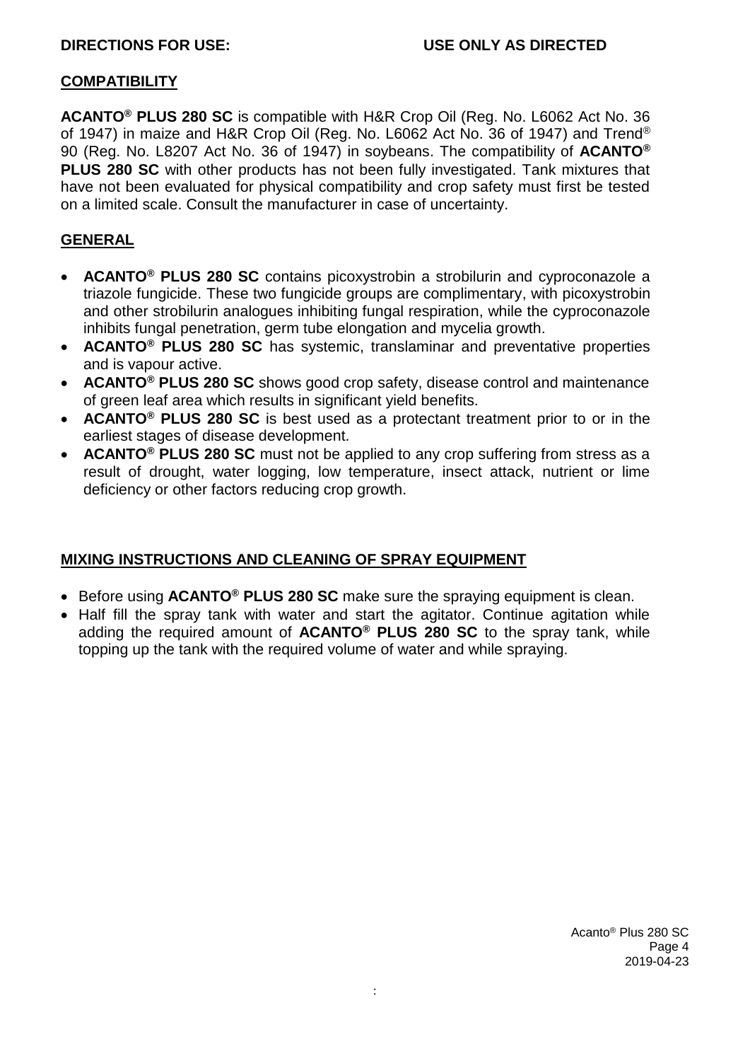**DIRECTIONS FOR USE: USE ONLY AS DIRECTED**

## COMPATIBILITY

**ACANTO® PLUS 280 SC** is compatible with H&R Crop Oil (Reg. No. L6062 Act No. 36 of 1947) in maize and H&R Crop Oil (Reg. No. L6062 Act No. 36 of 1947) and Trend® 90 (Reg. No. L8207 Act No. 36 of 1947) in soybeans. The compatibility of **ACANTO® PLUS 280 SC** with other products has not been fully investigated. Tank mixtures that have not been evaluated for physical compatibility and crop safety must first be tested on a limited scale. Consult the manufacturer in case of uncertainty.

## GENERAL

- **ACANTO® PLUS 280 SC** contains picoxystrobin a strobilurin and cyproconazole a triazole fungicide. These two fungicide groups are complimentary, with picoxystrobin and other strobilurin analogues inhibiting fungal respiration, while the cyproconazole inhibits fungal penetration, germ tube elongation and mycelia growth.
- **ACANTO® PLUS 280 SC** has systemic, translaminar and preventative properties and is vapour active.
- **ACANTO® PLUS 280 SC** shows good crop safety, disease control and maintenance of green leaf area which results in significant yield benefits.
- **ACANTO® PLUS 280 SC** is best used as a protectant treatment prior to or in the earliest stages of disease development.
- **ACANTO® PLUS 280 SC** must not be applied to any crop suffering from stress as a result of drought, water logging, low temperature, insect attack, nutrient or lime deficiency or other factors reducing crop growth.

## MIXING INSTRUCTIONS AND CLEANING OF SPRAY EQUIPMENT

- Before using **ACANTO® PLUS 280 SC** make sure the spraying equipment is clean.
- Half fill the spray tank with water and start the agitator. Continue agitation while adding the required amount of **ACANTO® PLUS 280 SC** to the spray tank, while topping up the tank with the required volume of water and while spraying.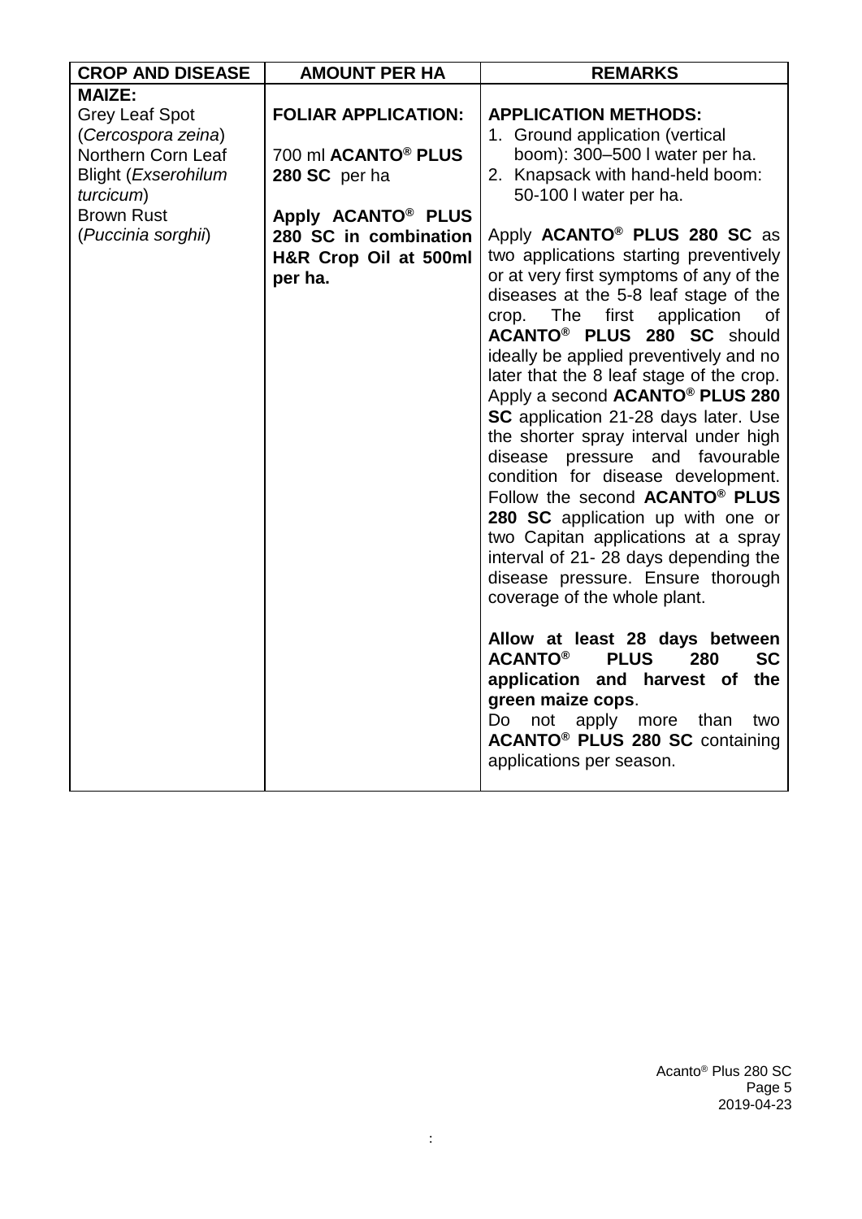| CROP AND DISEASE | AMOUNT PER HA | REMARKS |
|---|---|---|
| **MAIZE:**<br>Grey Leaf Spot (*Cercospora zeina*)<br>Northern Corn Leaf Blight (*Exserohilum turcicum*)<br>Brown Rust (*Puccinia sorghii*) | **FOLIAR APPLICATION:**<br><br>700 ml **ACANTO® PLUS 280 SC** per ha<br><br>**Apply ACANTO® PLUS 280 SC in combination H&R Crop Oil at 500ml per ha.** | **APPLICATION METHODS:**<br>1. Ground application (vertical boom): 300–500 l water per ha.<br>2. Knapsack with hand-held boom: 50-100 l water per ha.<br><br>Apply **ACANTO® PLUS 280 SC** as two applications starting preventively or at very first symptoms of any of the diseases at the 5-8 leaf stage of the crop. The first application of **ACANTO® PLUS 280 SC** should ideally be applied preventively and no later that the 8 leaf stage of the crop. Apply a second **ACANTO® PLUS 280 SC** application 21-28 days later. Use the shorter spray interval under high disease pressure and favourable condition for disease development. Follow the second **ACANTO® PLUS 280 SC** application up with one or two Capitan applications at a spray interval of 21- 28 days depending the disease pressure. Ensure thorough coverage of the whole plant.<br><br>**Allow at least 28 days between ACANTO® PLUS 280 SC application and harvest of the green maize cops**.<br>Do not apply more than two **ACANTO® PLUS 280 SC** containing applications per season. |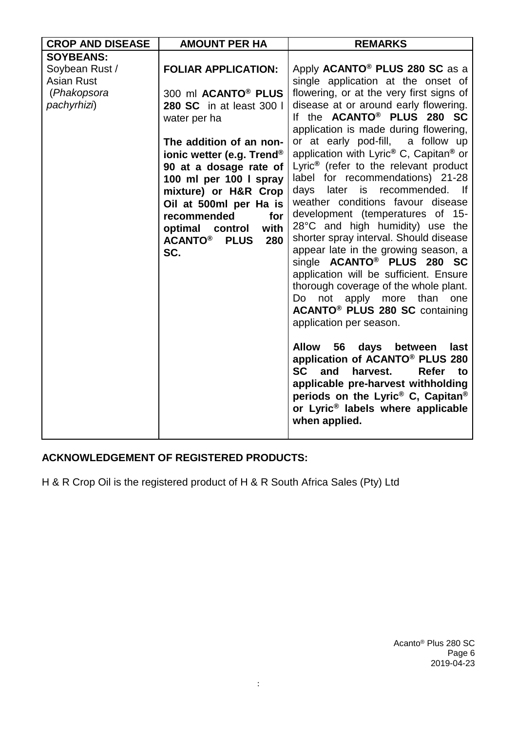| CROP AND DISEASE | AMOUNT PER HA | REMARKS |
|---|---|---|
| **SOYBEANS:**<br>Soybean Rust / Asian Rust (*Phakopsora pachyrhizi*) | **FOLIAR APPLICATION:**<br><br>300 ml **ACANTO® PLUS 280 SC** in at least 300 l water per ha<br><br>**The addition of an non-ionic wetter (e.g. Trend® 90 at a dosage rate of 100 ml per 100 l spray mixture) or H&R Crop Oil at 500ml per Ha is recommended for optimal control with ACANTO® PLUS 280 SC.** | Apply **ACANTO® PLUS 280 SC** as a single application at the onset of flowering, or at the very first signs of disease at or around early flowering. If the **ACANTO® PLUS 280 SC** application is made during flowering, or at early pod-fill, a follow up application with Lyric® C, Capitan® or Lyric® (refer to the relevant product label for recommendations) 21-28 days later is recommended. If weather conditions favour disease development (temperatures of 15-28°C and high humidity) use the shorter spray interval. Should disease appear late in the growing season, a single **ACANTO® PLUS 280 SC** application will be sufficient. Ensure thorough coverage of the whole plant. Do not apply more than one **ACANTO® PLUS 280 SC** containing application per season.<br><br>**Allow 56 days between last application of ACANTO® PLUS 280 SC and harvest. Refer to applicable pre-harvest withholding periods on the Lyric® C, Capitan® or Lyric® labels where applicable when applied.** |

## ACKNOWLEDGEMENT OF REGISTERED PRODUCTS:

H & R Crop Oil is the registered product of H & R South Africa Sales (Pty) Ltd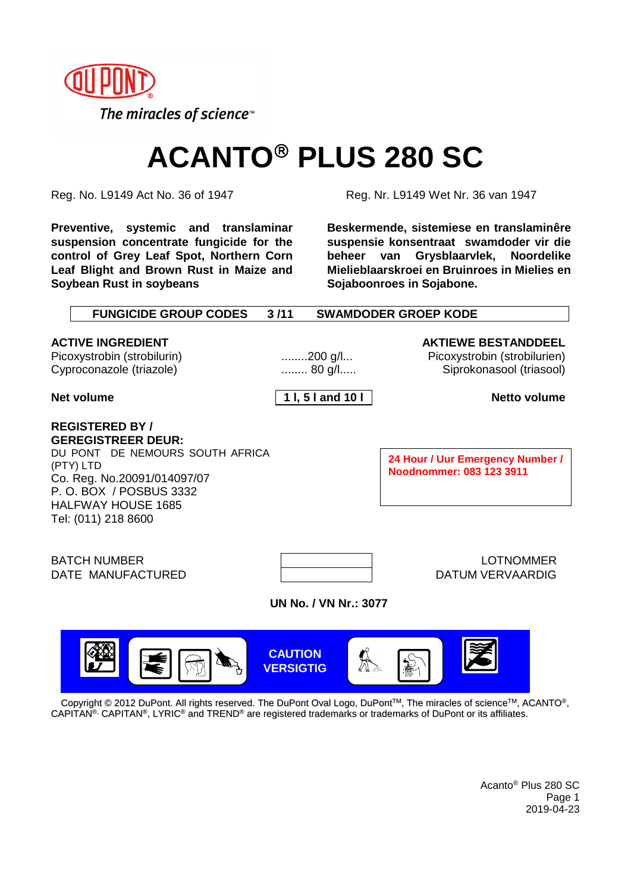# ACANTO® PLUS 280 SC

Reg. No. L9149 Act No. 36 of 1947

Reg. Nr. L9149 Wet Nr. 36 van 1947

**Preventive, systemic and translaminar suspension concentrate fungicide for the control of Grey Leaf Spot, Northern Corn Leaf Blight and Brown Rust in Maize and Soybean Rust in soybeans**

**Beskermende, sistemiese en translaminêre suspensie konsentraat swamdoder vir die beheer van Grysblaarvlek, Noordelike Mielieblaarskroei en Bruinroes in Mielies en Sojaboonroes in Sojabone.**

| FUNGICIDE GROUP CODES | 3 /11 | SWAMDODER GROEP KODE |
|---|---|---|

| ACTIVE INGREDIENT | | AKTIEWE BESTANDDEEL |
|---|---|---|
| Picoxystrobin (strobilurin) | ........200 g/l... | Picoxystrobin (strobilurien) |
| Cyproconazole (triazole) | ........ 80 g/l..... | Siprokonasool (triasool) |

**Net volume** **1 l, 5 l and 10 l** **Netto volume**

**REGISTERED BY / GEREGISTREER DEUR:**
DU PONT DE NEMOURS SOUTH AFRICA (PTY) LTD
Co. Reg. No.20091/014097/07
P. O. BOX / POSBUS 3332
HALFWAY HOUSE 1685
Tel: (011) 218 8600

**24 Hour / Uur Emergency Number / Noodnommer: 083 123 3911**

| BATCH NUMBER | | LOTNOMMER |
|---|---|---|
| DATE MANUFACTURED | | DATUM VERVAARDIG |

**UN No. / VN Nr.: 3077**

**CAUTION VERSIGTIG**

Copyright © 2012 DuPont. All rights reserved. The DuPont Oval Logo, DuPont™, The miracles of science™, ACANTO®, CAPITAN®, CAPITAN®, LYRIC® and TREND® are registered trademarks or trademarks of DuPont or its affiliates.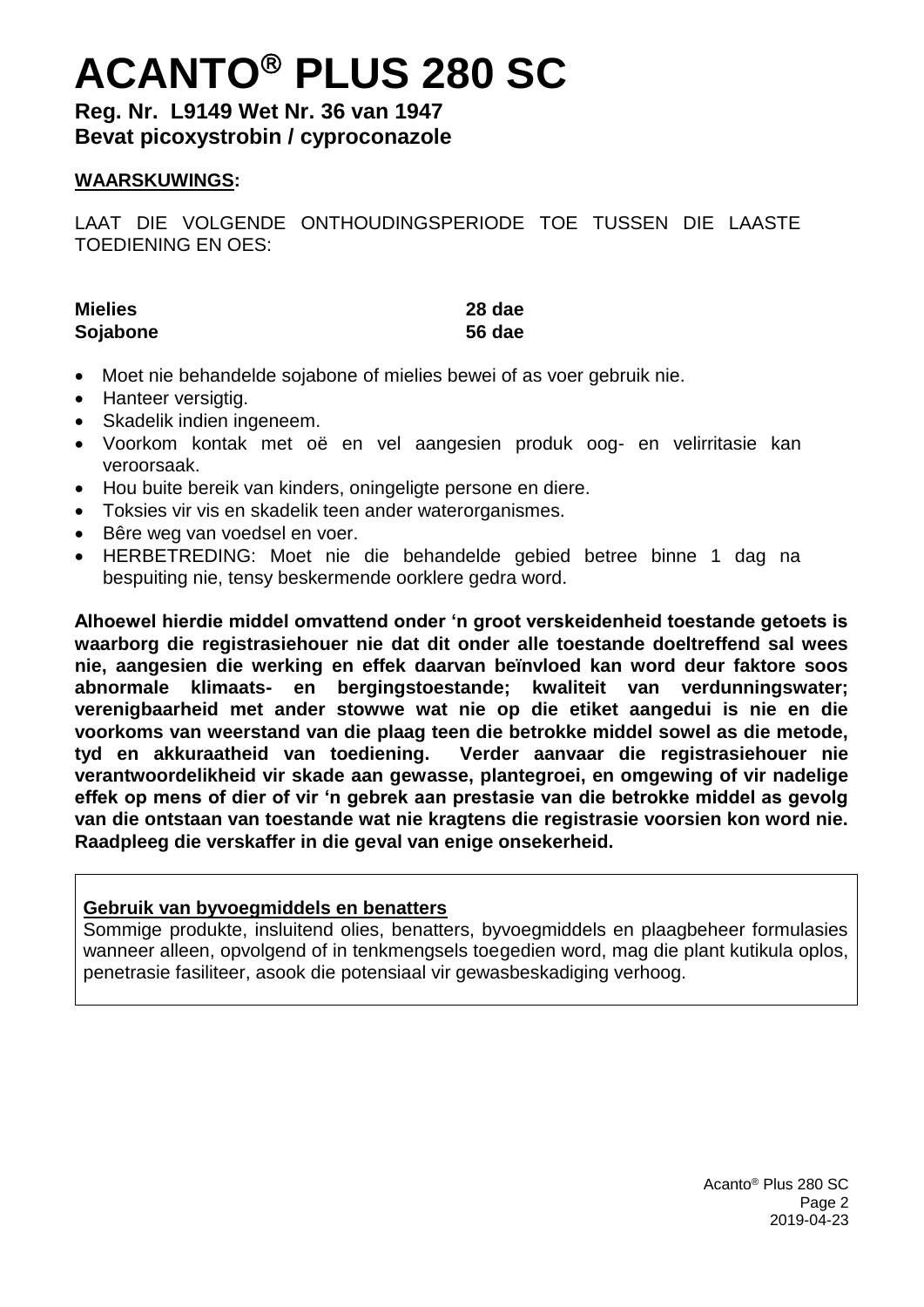# ACANTO® PLUS 280 SC

**Reg. Nr. L9149 Wet Nr. 36 van 1947**
**Bevat picoxystrobin / cyproconazole**

**WAARSKUWINGS:**

LAAT DIE VOLGENDE ONTHOUDINGSPERIODE TOE TUSSEN DIE LAASTE TOEDIENING EN OES:

| | |
|---|---|
| **Mielies** | **28 dae** |
| **Sojabone** | **56 dae** |

- Moet nie behandelde sojabone of mielies bewei of as voer gebruik nie.
- Hanteer versigtig.
- Skadelik indien ingeneem.
- Voorkom kontak met oë en vel aangesien produk oog- en velirritasie kan veroorsaak.
- Hou buite bereik van kinders, oningeligte persone en diere.
- Toksies vir vis en skadelik teen ander waterorganismes.
- Bêre weg van voedsel en voer.
- HERBETREDING: Moet nie die behandelde gebied betree binne 1 dag na bespuiting nie, tensy beskermende oorklere gedra word.

**Alhoewel hierdie middel omvattend onder 'n groot verskeidenheid toestande getoets is waarborg die registrasiehouer nie dat dit onder alle toestande doeltreffend sal wees nie, aangesien die werking en effek daarvan beïnvloed kan word deur faktore soos abnormale klimaats- en bergingstoestande; kwaliteit van verdunningswater; verenigbaarheid met ander stowwe wat nie op die etiket aangedui is nie en die voorkoms van weerstand van die plaag teen die betrokke middel sowel as die metode, tyd en akkuraatheid van toediening. Verder aanvaar die registrasiehouer nie verantwoordelikheid vir skade aan gewasse, plantegroei, en omgewing of vir nadelige effek op mens of dier of vir 'n gebrek aan prestasie van die betrokke middel as gevolg van die ontstaan van toestande wat nie kragtens die registrasie voorsien kon word nie. Raadpleeg die verskaffer in die geval van enige onsekerheid.**

**Gebruik van byvoegmiddels en benatters**

Sommige produkte, insluitend olies, benatters, byvoegmiddels en plaagbeheer formulasies wanneer alleen, opvolgend of in tenkmengsels toegedien word, mag die plant kutikula oplos, penetrasie fasiliteer, asook die potensiaal vir gewasbeskadiging verhoog.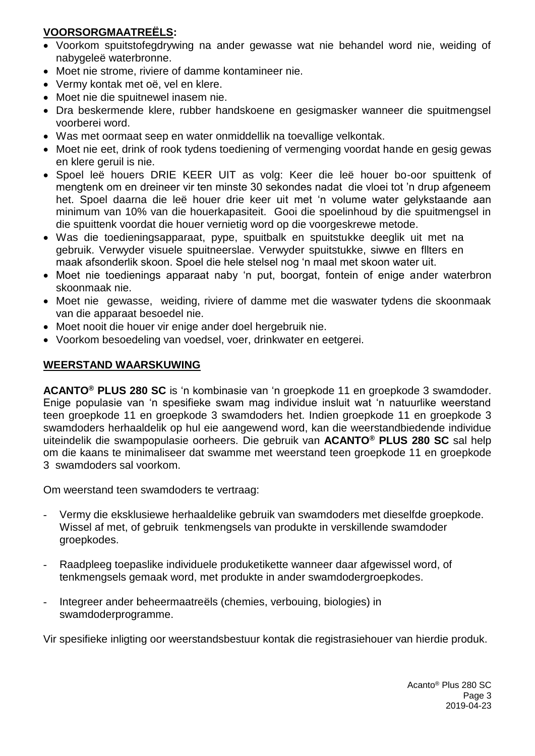**VOORSORGMAATREËLS:**

- Voorkom spuitstofegdrywing na ander gewasse wat nie behandel word nie, weiding of nabygeleë waterbronne.
- Moet nie strome, riviere of damme kontamineer nie.
- Vermy kontak met oë, vel en klere.
- Moet nie die spuitnewel inasem nie.
- Dra beskermende klere, rubber handskoene en gesigmasker wanneer die spuitmengsel voorberei word.
- Was met oormaat seep en water onmiddellik na toevallige velkontak.
- Moet nie eet, drink of rook tydens toediening of vermenging voordat hande en gesig gewas en klere geruil is nie.
- Spoel leë houers DRIE KEER UIT as volg: Keer die leë houer bo-oor spuittenk of mengtenk om en dreineer vir ten minste 30 sekondes nadat die vloei tot 'n drup afgeneem het. Spoel daarna die leë houer drie keer uit met 'n volume water gelykstaande aan minimum van 10% van die houerkapasiteit. Gooi die spoelinhoud by die spuitmengsel in die spuittenk voordat die houer vernietig word op die voorgeskrewe metode.
- Was die toedieningsapparaat, pype, spuitbalk en spuitstukke deeglik uit met na gebruik. Verwyder visuele spuitneerslae. Verwyder spuitstukke, siwwe en fllters en maak afsonderlik skoon. Spoel die hele stelsel nog 'n maal met skoon water uit.
- Moet nie toedienings apparaat naby 'n put, boorgat, fontein of enige ander waterbron skoonmaak nie.
- Moet nie gewasse, weiding, riviere of damme met die waswater tydens die skoonmaak van die apparaat besoedel nie.
- Moet nooit die houer vir enige ander doel hergebruik nie.
- Voorkom besoedeling van voedsel, voer, drinkwater en eetgerei.

**WEERSTAND WAARSKUWING**

**ACANTO® PLUS 280 SC** is 'n kombinasie van 'n groepkode 11 en groepkode 3 swamdoder. Enige populasie van 'n spesifieke swam mag individue insluit wat 'n natuurlike weerstand teen groepkode 11 en groepkode 3 swamdoders het. Indien groepkode 11 en groepkode 3 swamdoders herhaaldelik op hul eie aangewend word, kan die weerstandbiedende individue uiteindelik die swampopulasie oorheers. Die gebruik van **ACANTO® PLUS 280 SC** sal help om die kaans te minimaliseer dat swamme met weerstand teen groepkode 11 en groepkode 3 swamdoders sal voorkom.

Om weerstand teen swamdoders te vertraag:

- Vermy die eksklusiewe herhaaldelike gebruik van swamdoders met dieselfde groepkode. Wissel af met, of gebruik tenkmengsels van produkte in verskillende swamdoder groepkodes.
- Raadpleeg toepaslike individuele produketikette wanneer daar afgewissel word, of tenkmengsels gemaak word, met produkte in ander swamdodergroepkodes.
- Integreer ander beheermaatreëls (chemies, verbouing, biologies) in swamdoderprogramme.

Vir spesifieke inligting oor weerstandsbestuur kontak die registrasiehouer van hierdie produk.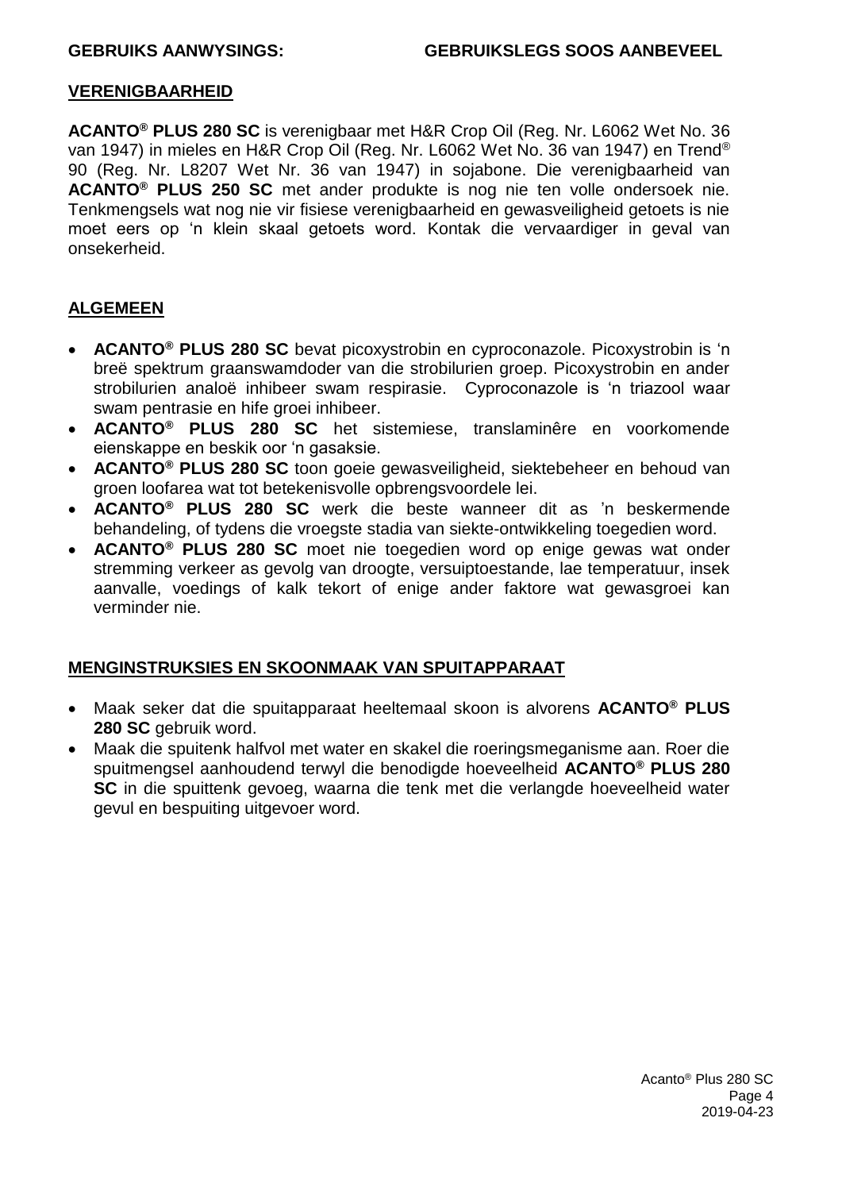**GEBRUIKS AANWYSINGS: GEBRUIKSLEGS SOOS AANBEVEEL**

## VERENIGBAARHEID

**ACANTO® PLUS 280 SC** is verenigbaar met H&R Crop Oil (Reg. Nr. L6062 Wet No. 36 van 1947) in mieles en H&R Crop Oil (Reg. Nr. L6062 Wet No. 36 van 1947) en Trend® 90 (Reg. Nr. L8207 Wet Nr. 36 van 1947) in sojabone. Die verenigbaarheid van **ACANTO® PLUS 250 SC** met ander produkte is nog nie ten volle ondersoek nie. Tenkmengsels wat nog nie vir fisiese verenigbaarheid en gewasveiligheid getoets is nie moet eers op 'n klein skaal getoets word. Kontak die vervaardiger in geval van onsekerheid.

## ALGEMEEN

- **ACANTO® PLUS 280 SC** bevat picoxystrobin en cyproconazole. Picoxystrobin is 'n breë spektrum graanswamdoder van die strobilurien groep. Picoxystrobin en ander strobilurien analoë inhibeer swam respirasie. Cyproconazole is 'n triazool waar swam pentrasie en hife groei inhibeer.
- **ACANTO® PLUS 280 SC** het sistemiese, translaminêre en voorkomende eienskappe en beskik oor 'n gasaksie.
- **ACANTO® PLUS 280 SC** toon goeie gewasveiligheid, siektebeheer en behoud van groen loofarea wat tot betekenisvolle opbrengsvoordele lei.
- **ACANTO® PLUS 280 SC** werk die beste wanneer dit as 'n beskermende behandeling, of tydens die vroegste stadia van siekte-ontwikkeling toegedien word.
- **ACANTO® PLUS 280 SC** moet nie toegedien word op enige gewas wat onder stremming verkeer as gevolg van droogte, versuiptoestande, lae temperatuur, insek aanvalle, voedings of kalk tekort of enige ander faktore wat gewasgroei kan verminder nie.

## MENGINSTRUKSIES EN SKOONMAAK VAN SPUITAPPARAAT

- Maak seker dat die spuitapparaat heeltemaal skoon is alvorens **ACANTO® PLUS 280 SC** gebruik word.
- Maak die spuitenk halfvol met water en skakel die roeringsmeganisme aan. Roer die spuitmengsel aanhoudend terwyl die benodigde hoeveelheid **ACANTO® PLUS 280 SC** in die spuittenk gevoeg, waarna die tenk met die verlangde hoeveelheid water gevul en bespuiting uitgevoer word.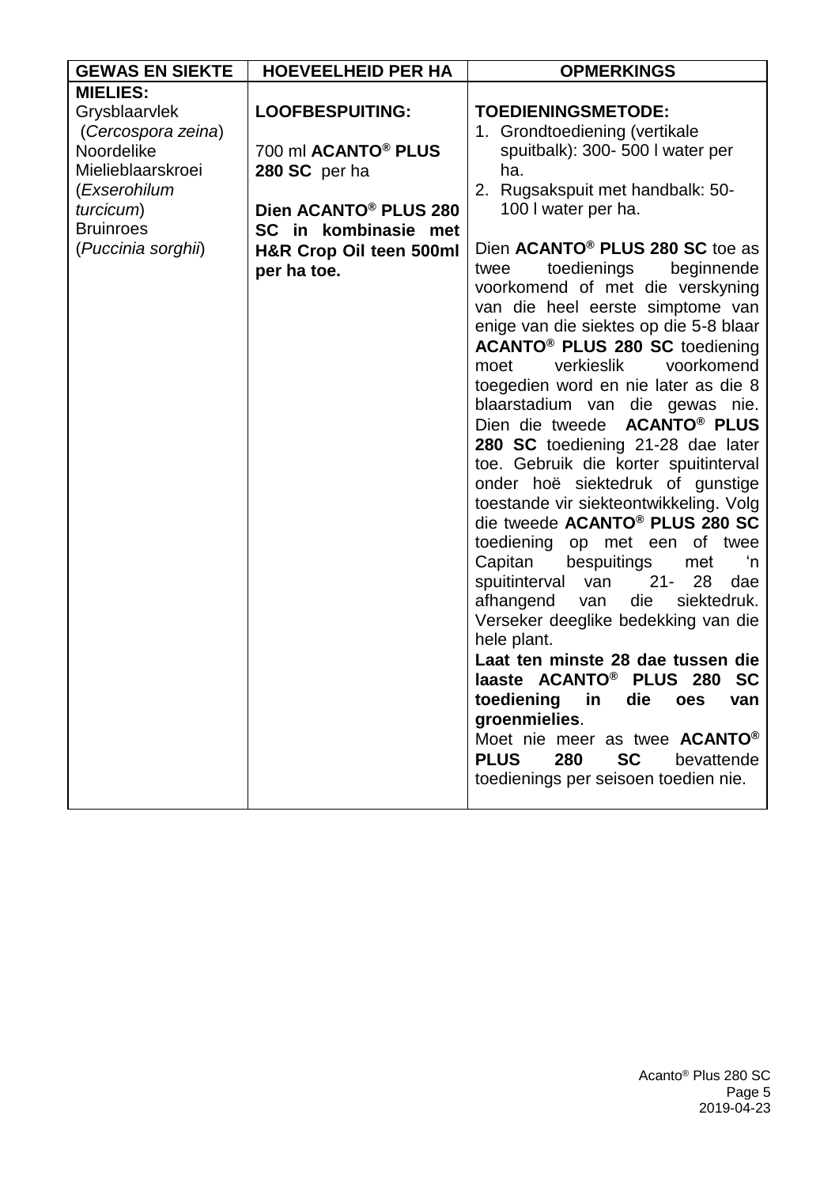| GEWAS EN SIEKTE | HOEVEELHEID PER HA | OPMERKINGS |
|---|---|---|
| **MIELIES:**<br>Grysblaarvlek (*Cercospora zeina*)<br>Noordelike Mielieblaarskroei (*Exserohilum turcicum*)<br>Bruinroes (*Puccinia sorghii*) | **LOOFBESPUITING:**<br><br>700 ml **ACANTO® PLUS 280 SC** per ha<br><br>**Dien ACANTO® PLUS 280 SC in kombinasie met H&R Crop Oil teen 500ml per ha toe.** | **TOEDIENINGSMETODE:**<br>1. Grondtoediening (vertikale spuitbalk): 300- 500 l water per ha.<br>2. Rugsakspuit met handbalk: 50-100 l water per ha.<br><br>Dien **ACANTO® PLUS 280 SC** toe as twee toedienings beginnende voorkomend of met die verskyning van die heel eerste simptome van enige van die siektes op die 5-8 blaar **ACANTO® PLUS 280 SC** toediening moet verkieslik voorkomend toegedien word en nie later as die 8 blaarstadium van die gewas nie. Dien die tweede **ACANTO® PLUS 280 SC** toediening 21-28 dae later toe. Gebruik die korter spuitinterval onder hoë siektedruk of gunstige toestande vir siekteontwikkeling. Volg die tweede **ACANTO® PLUS 280 SC** toediening op met een of twee Capitan bespuitings met 'n spuitinterval van 21- 28 dae afhangend van die siektedruk. Verseker deeglike bedekking van die hele plant.<br>**Laat ten minste 28 dae tussen die laaste ACANTO® PLUS 280 SC toediening in die oes van groenmielies**.<br>Moet nie meer as twee **ACANTO® PLUS 280 SC** bevattende toedienings per seisoen toedien nie. |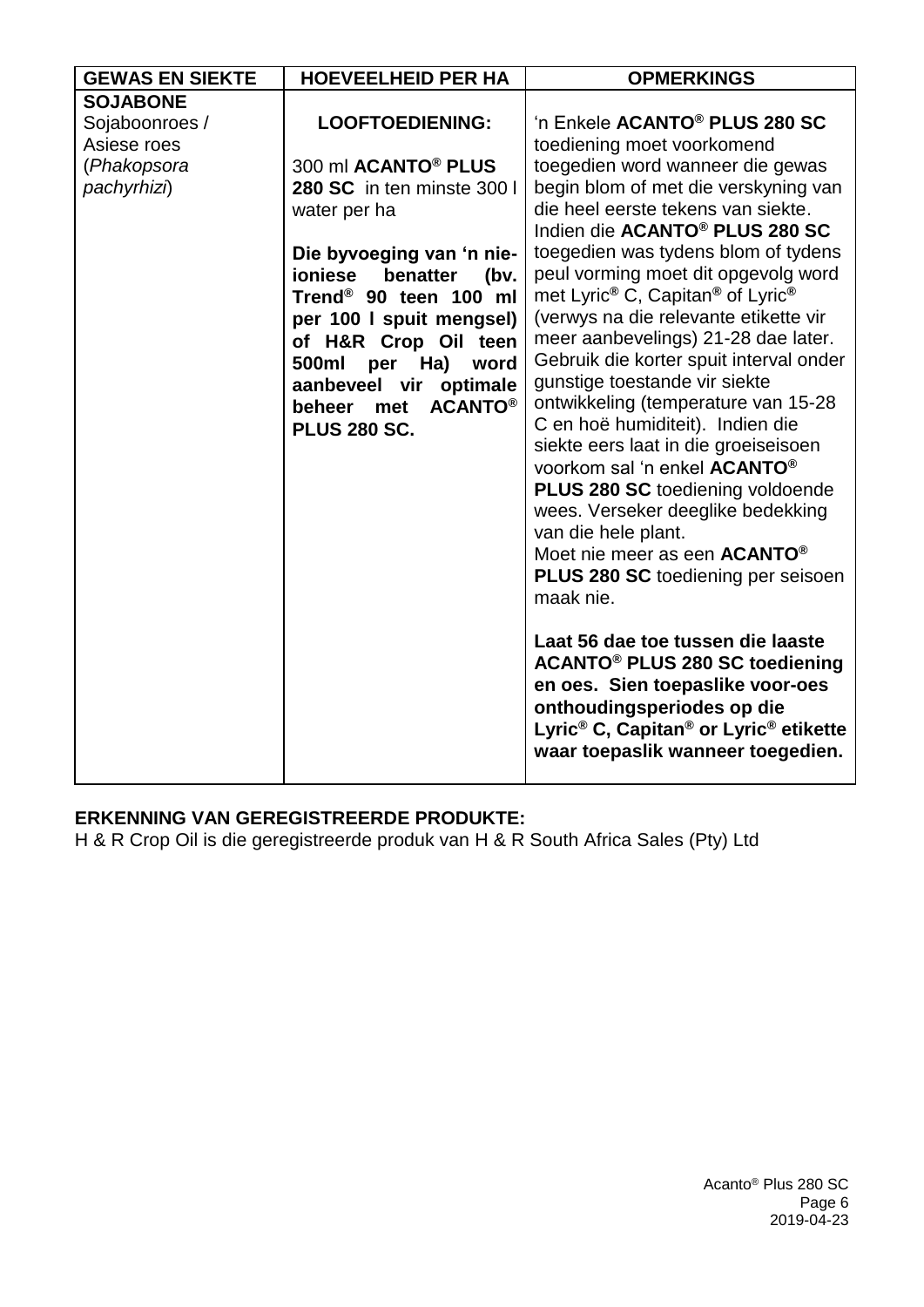| GEWAS EN SIEKTE | HOEVEELHEID PER HA | OPMERKINGS |
|---|---|---|
| **SOJABONE**<br>Sojaboonroes / Asiese roes (*Phakopsora pachyrhizi*) | **LOOFTOEDIENING:**<br><br>300 ml **ACANTO® PLUS 280 SC** in ten minste 300 l water per ha<br><br>**Die byvoeging van 'n nie-ioniese benatter (bv. Trend® 90 teen 100 ml per 100 l spuit mengsel) of H&R Crop Oil teen 500ml per Ha) word aanbeveel vir optimale beheer met ACANTO® PLUS 280 SC.** | 'n Enkele **ACANTO® PLUS 280 SC** toediening moet voorkomend toegedien word wanneer die gewas begin blom of met die verskyning van die heel eerste tekens van siekte. Indien die **ACANTO® PLUS 280 SC** toegedien was tydens blom of tydens peul vorming moet dit opgevolg word met Lyric® C, Capitan® of Lyric® (verwys na die relevante etikette vir meer aanbevelings) 21-28 dae later. Gebruik die korter spuit interval onder gunstige toestande vir siekte ontwikkeling (temperature van 15-28 C en hoë humiditeit). Indien die siekte eers laat in die groeiseisoen voorkom sal 'n enkel **ACANTO® PLUS 280 SC** toediening voldoende wees. Verseker deeglike bedekking van die hele plant.<br>Moet nie meer as een **ACANTO® PLUS 280 SC** toediening per seisoen maak nie.<br><br>**Laat 56 dae toe tussen die laaste ACANTO® PLUS 280 SC toediening en oes. Sien toepaslike voor-oes onthoudingsperiodes op die Lyric® C, Capitan® or Lyric® etikette waar toepaslik wanneer toegedien.** |

**ERKENNING VAN GEREGISTREERDE PRODUKTE:**
H & R Crop Oil is die geregistreerde produk van H & R South Africa Sales (Pty) Ltd